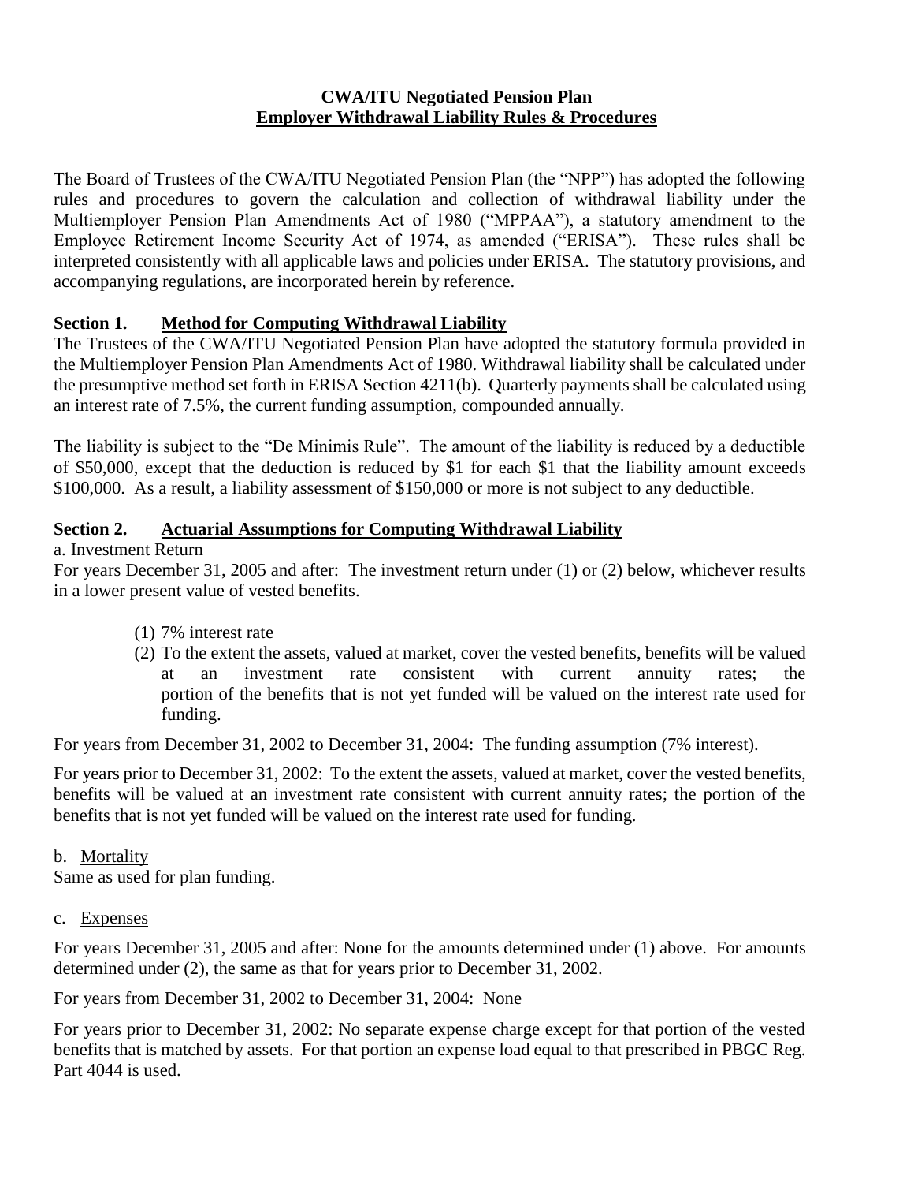# CWA/ITU Negotiated Pension Plan
## <u>Employer Withdrawal Liability Rules & Procedures</u>

The Board of Trustees of the CWA/ITU Negotiated Pension Plan (the "NPP") has adopted the following rules and procedures to govern the calculation and collection of withdrawal liability under the Multiemployer Pension Plan Amendments Act of 1980 ("MPPAA"), a statutory amendment to the Employee Retirement Income Security Act of 1974, as amended ("ERISA"). These rules shall be interpreted consistently with all applicable laws and policies under ERISA. The statutory provisions, and accompanying regulations, are incorporated herein by reference.

### Section 1. <u>Method for Computing Withdrawal Liability</u>

The Trustees of the CWA/ITU Negotiated Pension Plan have adopted the statutory formula provided in the Multiemployer Pension Plan Amendments Act of 1980. Withdrawal liability shall be calculated under the presumptive method set forth in ERISA Section 4211(b). Quarterly payments shall be calculated using an interest rate of 7.5%, the current funding assumption, compounded annually.

The liability is subject to the "De Minimis Rule". The amount of the liability is reduced by a deductible of $50,000, except that the deduction is reduced by $1 for each $1 that the liability amount exceeds $100,000. As a result, a liability assessment of $150,000 or more is not subject to any deductible.

### Section 2. <u>Actuarial Assumptions for Computing Withdrawal Liability</u>

a. <u>Investment Return</u>

For years December 31, 2005 and after: The investment return under (1) or (2) below, whichever results in a lower present value of vested benefits.

(1) 7% interest rate

(2) To the extent the assets, valued at market, cover the vested benefits, benefits will be valued at an investment rate consistent with current annuity rates; the portion of the benefits that is not yet funded will be valued on the interest rate used for funding.

For years from December 31, 2002 to December 31, 2004: The funding assumption (7% interest).

For years prior to December 31, 2002: To the extent the assets, valued at market, cover the vested benefits, benefits will be valued at an investment rate consistent with current annuity rates; the portion of the benefits that is not yet funded will be valued on the interest rate used for funding.

b. <u>Mortality</u>

Same as used for plan funding.

c. <u>Expenses</u>

For years December 31, 2005 and after: None for the amounts determined under (1) above. For amounts determined under (2), the same as that for years prior to December 31, 2002.

For years from December 31, 2002 to December 31, 2004: None

For years prior to December 31, 2002: No separate expense charge except for that portion of the vested benefits that is matched by assets. For that portion an expense load equal to that prescribed in PBGC Reg. Part 4044 is used.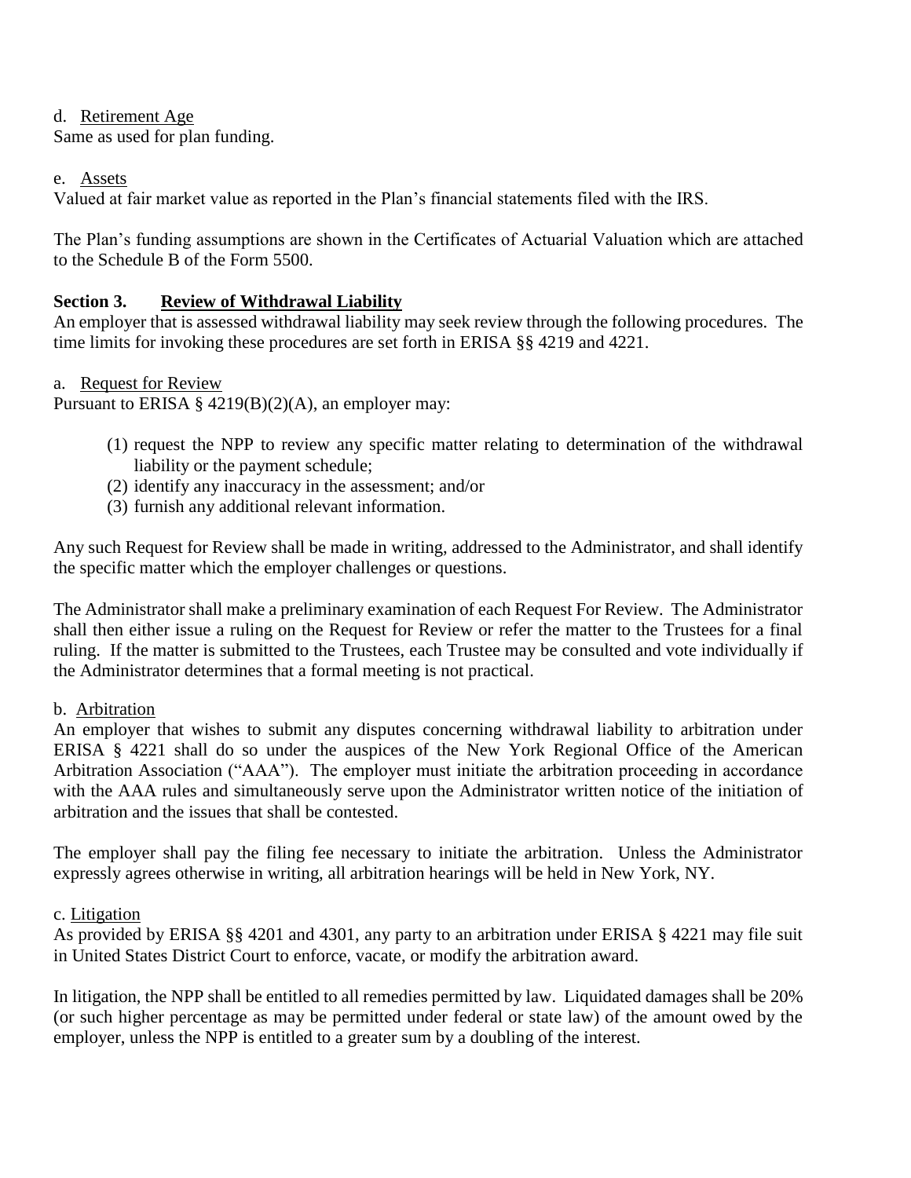d. Retirement Age

Same as used for plan funding.

e. Assets

Valued at fair market value as reported in the Plan's financial statements filed with the IRS.

The Plan's funding assumptions are shown in the Certificates of Actuarial Valuation which are attached to the Schedule B of the Form 5500.

## Section 3. Review of Withdrawal Liability

An employer that is assessed withdrawal liability may seek review through the following procedures. The time limits for invoking these procedures are set forth in ERISA §§ 4219 and 4221.

a. Request for Review

Pursuant to ERISA § 4219(B)(2)(A), an employer may:

(1) request the NPP to review any specific matter relating to determination of the withdrawal liability or the payment schedule;
(2) identify any inaccuracy in the assessment; and/or
(3) furnish any additional relevant information.

Any such Request for Review shall be made in writing, addressed to the Administrator, and shall identify the specific matter which the employer challenges or questions.

The Administrator shall make a preliminary examination of each Request For Review. The Administrator shall then either issue a ruling on the Request for Review or refer the matter to the Trustees for a final ruling. If the matter is submitted to the Trustees, each Trustee may be consulted and vote individually if the Administrator determines that a formal meeting is not practical.

b. Arbitration

An employer that wishes to submit any disputes concerning withdrawal liability to arbitration under ERISA § 4221 shall do so under the auspices of the New York Regional Office of the American Arbitration Association ("AAA"). The employer must initiate the arbitration proceeding in accordance with the AAA rules and simultaneously serve upon the Administrator written notice of the initiation of arbitration and the issues that shall be contested.

The employer shall pay the filing fee necessary to initiate the arbitration. Unless the Administrator expressly agrees otherwise in writing, all arbitration hearings will be held in New York, NY.

c. Litigation

As provided by ERISA §§ 4201 and 4301, any party to an arbitration under ERISA § 4221 may file suit in United States District Court to enforce, vacate, or modify the arbitration award.

In litigation, the NPP shall be entitled to all remedies permitted by law. Liquidated damages shall be 20% (or such higher percentage as may be permitted under federal or state law) of the amount owed by the employer, unless the NPP is entitled to a greater sum by a doubling of the interest.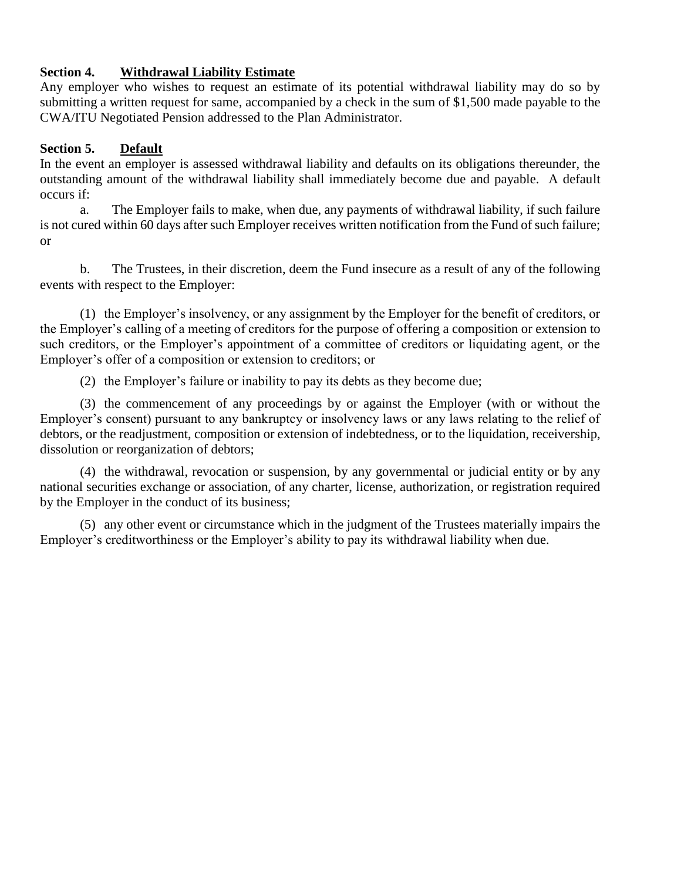**Section 4. <u>Withdrawal Liability Estimate</u>**

Any employer who wishes to request an estimate of its potential withdrawal liability may do so by submitting a written request for same, accompanied by a check in the sum of $1,500 made payable to the CWA/ITU Negotiated Pension addressed to the Plan Administrator.

**Section 5. <u>Default</u>**

In the event an employer is assessed withdrawal liability and defaults on its obligations thereunder, the outstanding amount of the withdrawal liability shall immediately become due and payable. A default occurs if:

a. The Employer fails to make, when due, any payments of withdrawal liability, if such failure is not cured within 60 days after such Employer receives written notification from the Fund of such failure; or

b. The Trustees, in their discretion, deem the Fund insecure as a result of any of the following events with respect to the Employer:

(1) the Employer's insolvency, or any assignment by the Employer for the benefit of creditors, or the Employer's calling of a meeting of creditors for the purpose of offering a composition or extension to such creditors, or the Employer's appointment of a committee of creditors or liquidating agent, or the Employer's offer of a composition or extension to creditors; or

(2) the Employer's failure or inability to pay its debts as they become due;

(3) the commencement of any proceedings by or against the Employer (with or without the Employer's consent) pursuant to any bankruptcy or insolvency laws or any laws relating to the relief of debtors, or the readjustment, composition or extension of indebtedness, or to the liquidation, receivership, dissolution or reorganization of debtors;

(4) the withdrawal, revocation or suspension, by any governmental or judicial entity or by any national securities exchange or association, of any charter, license, authorization, or registration required by the Employer in the conduct of its business;

(5) any other event or circumstance which in the judgment of the Trustees materially impairs the Employer's creditworthiness or the Employer's ability to pay its withdrawal liability when due.